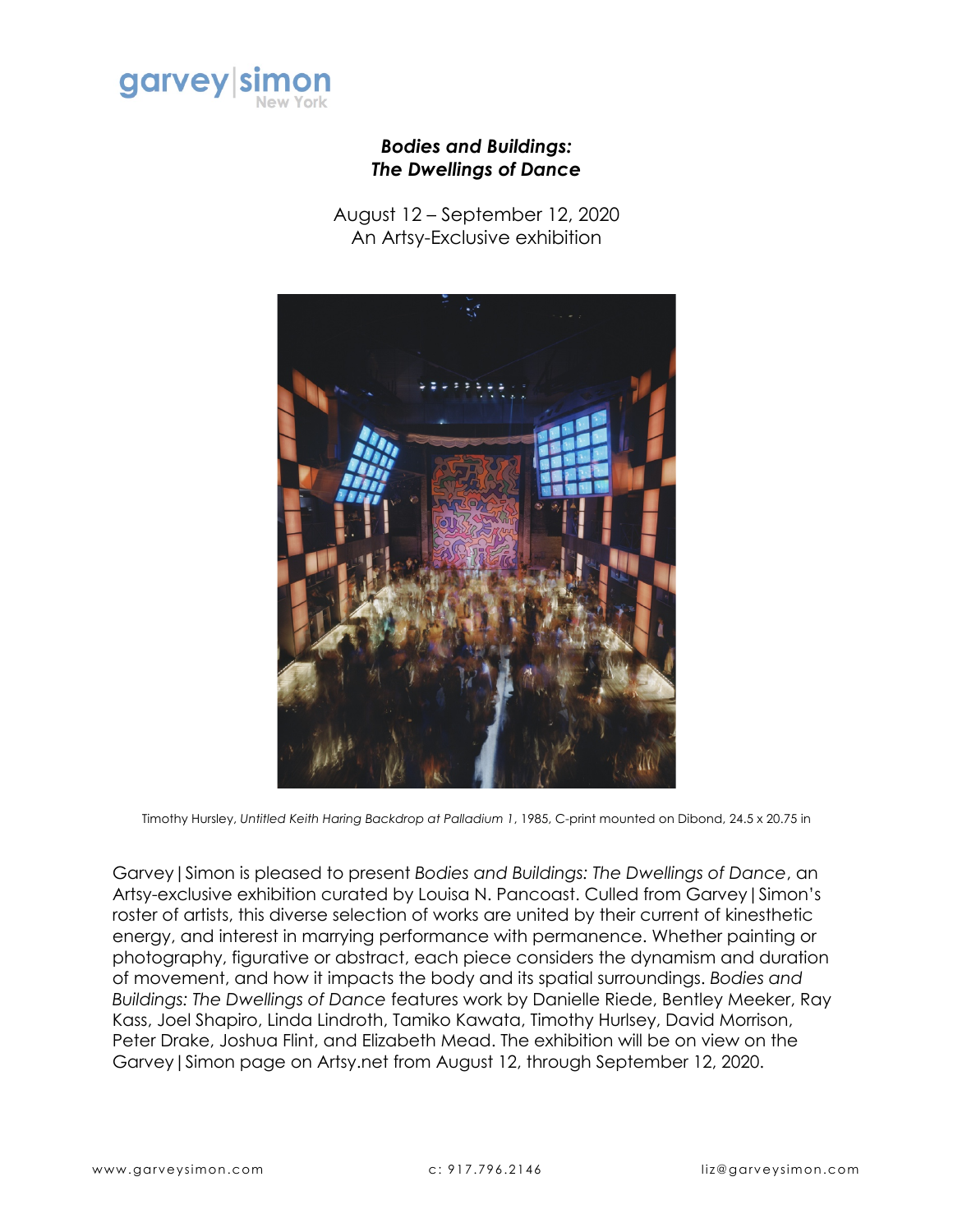garvey|simon
New York

## *Bodies and Buildings: The Dwellings of Dance*

August 12 – September 12, 2020
An Artsy-Exclusive exhibition

Timothy Hursley, *Untitled Keith Haring Backdrop at Palladium 1*, 1985, C-print mounted on Dibond, 24.5 x 20.75 in

Garvey|Simon is pleased to present *Bodies and Buildings: The Dwellings of Dance*, an Artsy-exclusive exhibition curated by Louisa N. Pancoast. Culled from Garvey|Simon's roster of artists, this diverse selection of works are united by their current of kinesthetic energy, and interest in marrying performance with permanence. Whether painting or photography, figurative or abstract, each piece considers the dynamism and duration of movement, and how it impacts the body and its spatial surroundings. *Bodies and Buildings: The Dwellings of Dance* features work by Danielle Riede, Bentley Meeker, Ray Kass, Joel Shapiro, Linda Lindroth, Tamiko Kawata, Timothy Hurlsey, David Morrison, Peter Drake, Joshua Flint, and Elizabeth Mead. The exhibition will be on view on the Garvey|Simon page on Artsy.net from August 12, through September 12, 2020.

www.garveysimon.com c: 917.796.2146 liz@garveysimon.com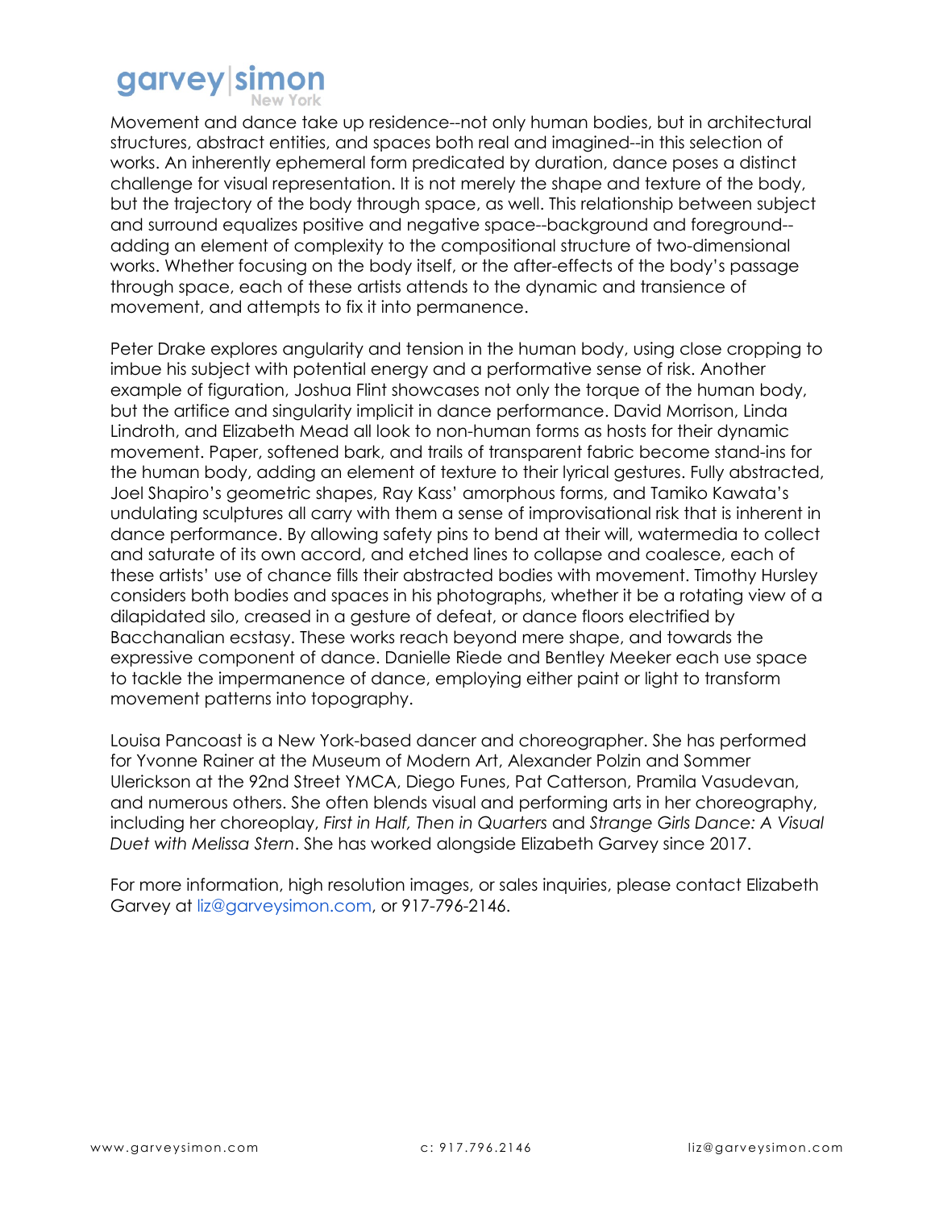Movement and dance take up residence--not only human bodies, but in architectural structures, abstract entities, and spaces both real and imagined--in this selection of works. An inherently ephemeral form predicated by duration, dance poses a distinct challenge for visual representation. It is not merely the shape and texture of the body, but the trajectory of the body through space, as well. This relationship between subject and surround equalizes positive and negative space--background and foreground--adding an element of complexity to the compositional structure of two-dimensional works. Whether focusing on the body itself, or the after-effects of the body's passage through space, each of these artists attends to the dynamic and transience of movement, and attempts to fix it into permanence.

Peter Drake explores angularity and tension in the human body, using close cropping to imbue his subject with potential energy and a performative sense of risk. Another example of figuration, Joshua Flint showcases not only the torque of the human body, but the artifice and singularity implicit in dance performance. David Morrison, Linda Lindroth, and Elizabeth Mead all look to non-human forms as hosts for their dynamic movement. Paper, softened bark, and trails of transparent fabric become stand-ins for the human body, adding an element of texture to their lyrical gestures. Fully abstracted, Joel Shapiro's geometric shapes, Ray Kass' amorphous forms, and Tamiko Kawata's undulating sculptures all carry with them a sense of improvisational risk that is inherent in dance performance. By allowing safety pins to bend at their will, watermedia to collect and saturate of its own accord, and etched lines to collapse and coalesce, each of these artists' use of chance fills their abstracted bodies with movement. Timothy Hursley considers both bodies and spaces in his photographs, whether it be a rotating view of a dilapidated silo, creased in a gesture of defeat, or dance floors electrified by Bacchanalian ecstasy. These works reach beyond mere shape, and towards the expressive component of dance. Danielle Riede and Bentley Meeker each use space to tackle the impermanence of dance, employing either paint or light to transform movement patterns into topography.

Louisa Pancoast is a New York-based dancer and choreographer. She has performed for Yvonne Rainer at the Museum of Modern Art, Alexander Polzin and Sommer Ulerickson at the 92nd Street YMCA, Diego Funes, Pat Catterson, Pramila Vasudevan, and numerous others. She often blends visual and performing arts in her choreography, including her choreoplay, *First in Half, Then in Quarters* and *Strange Girls Dance: A Visual Duet with Melissa Stern*. She has worked alongside Elizabeth Garvey since 2017.

For more information, high resolution images, or sales inquiries, please contact Elizabeth Garvey at liz@garveysimon.com, or 917-796-2146.